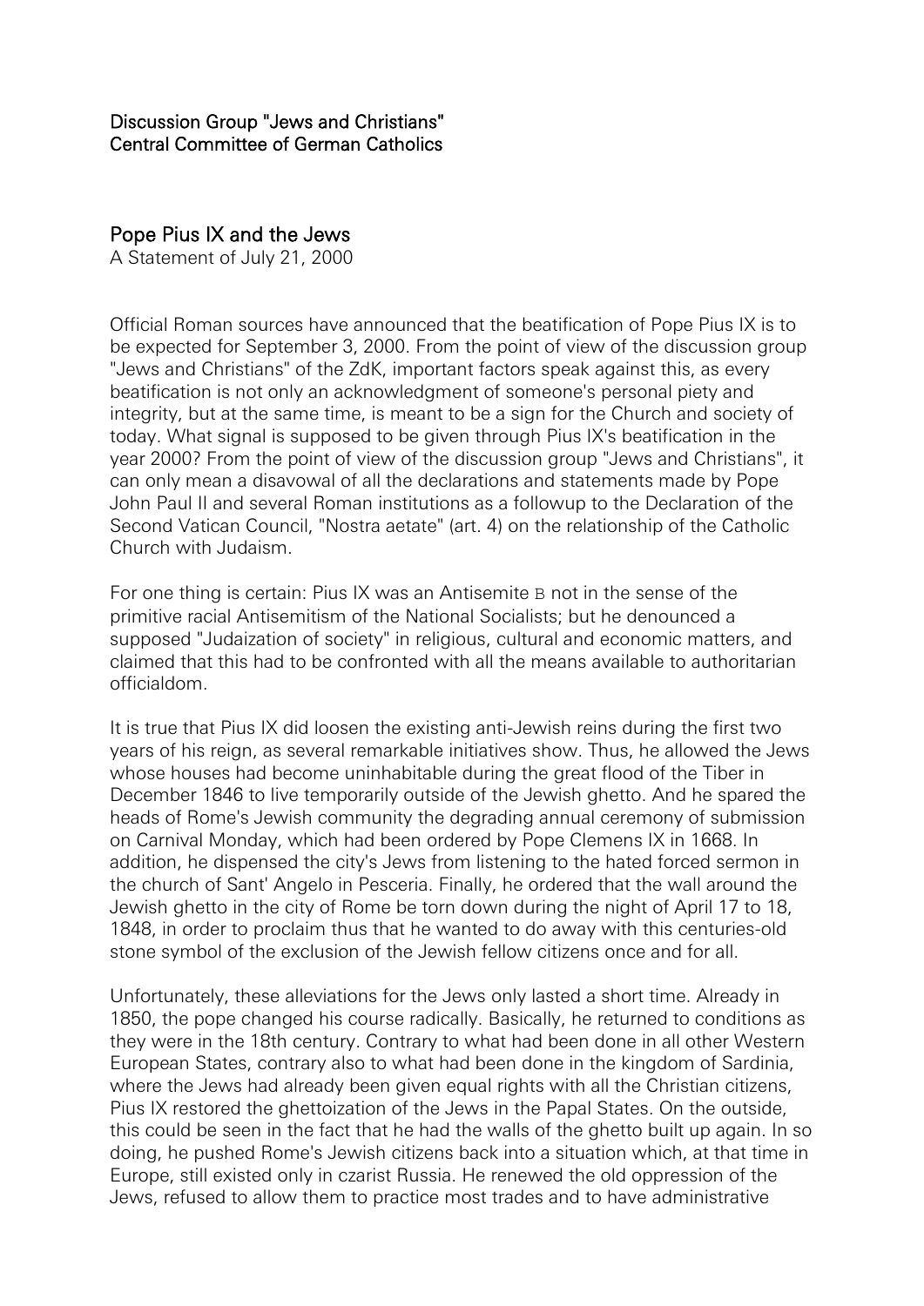Discussion Group "Jews and Christians"
Central Committee of German Catholics

# Pope Pius IX and the Jews

A Statement of July 21, 2000

Official Roman sources have announced that the beatification of Pope Pius IX is to be expected for September 3, 2000. From the point of view of the discussion group "Jews and Christians" of the ZdK, important factors speak against this, as every beatification is not only an acknowledgment of someone's personal piety and integrity, but at the same time, is meant to be a sign for the Church and society of today. What signal is supposed to be given through Pius IX's beatification in the year 2000? From the point of view of the discussion group "Jews and Christians", it can only mean a disavowal of all the declarations and statements made by Pope John Paul II and several Roman institutions as a followup to the Declaration of the Second Vatican Council, "Nostra aetate" (art. 4) on the relationship of the Catholic Church with Judaism.

For one thing is certain: Pius IX was an Antisemite B not in the sense of the primitive racial Antisemitism of the National Socialists; but he denounced a supposed "Judaization of society" in religious, cultural and economic matters, and claimed that this had to be confronted with all the means available to authoritarian officialdom.

It is true that Pius IX did loosen the existing anti-Jewish reins during the first two years of his reign, as several remarkable initiatives show. Thus, he allowed the Jews whose houses had become uninhabitable during the great flood of the Tiber in December 1846 to live temporarily outside of the Jewish ghetto. And he spared the heads of Rome's Jewish community the degrading annual ceremony of submission on Carnival Monday, which had been ordered by Pope Clemens IX in 1668. In addition, he dispensed the city's Jews from listening to the hated forced sermon in the church of Sant' Angelo in Pesceria. Finally, he ordered that the wall around the Jewish ghetto in the city of Rome be torn down during the night of April 17 to 18, 1848, in order to proclaim thus that he wanted to do away with this centuries-old stone symbol of the exclusion of the Jewish fellow citizens once and for all.

Unfortunately, these alleviations for the Jews only lasted a short time. Already in 1850, the pope changed his course radically. Basically, he returned to conditions as they were in the 18th century. Contrary to what had been done in all other Western European States, contrary also to what had been done in the kingdom of Sardinia, where the Jews had already been given equal rights with all the Christian citizens, Pius IX restored the ghettoization of the Jews in the Papal States. On the outside, this could be seen in the fact that he had the walls of the ghetto built up again. In so doing, he pushed Rome's Jewish citizens back into a situation which, at that time in Europe, still existed only in czarist Russia. He renewed the old oppression of the Jews, refused to allow them to practice most trades and to have administrative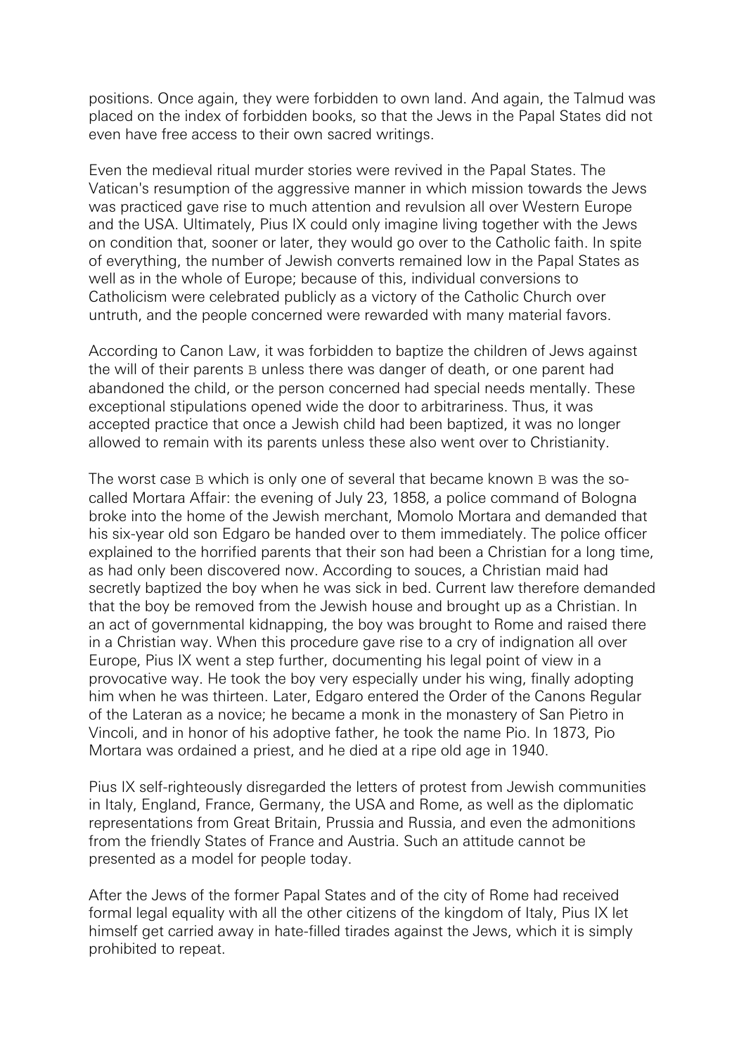positions. Once again, they were forbidden to own land. And again, the Talmud was placed on the index of forbidden books, so that the Jews in the Papal States did not even have free access to their own sacred writings.

Even the medieval ritual murder stories were revived in the Papal States. The Vatican's resumption of the aggressive manner in which mission towards the Jews was practiced gave rise to much attention and revulsion all over Western Europe and the USA. Ultimately, Pius IX could only imagine living together with the Jews on condition that, sooner or later, they would go over to the Catholic faith. In spite of everything, the number of Jewish converts remained low in the Papal States as well as in the whole of Europe; because of this, individual conversions to Catholicism were celebrated publicly as a victory of the Catholic Church over untruth, and the people concerned were rewarded with many material favors.

According to Canon Law, it was forbidden to baptize the children of Jews against the will of their parents B unless there was danger of death, or one parent had abandoned the child, or the person concerned had special needs mentally. These exceptional stipulations opened wide the door to arbitrariness. Thus, it was accepted practice that once a Jewish child had been baptized, it was no longer allowed to remain with its parents unless these also went over to Christianity.

The worst case B which is only one of several that became known B was the so-called Mortara Affair: the evening of July 23, 1858, a police command of Bologna broke into the home of the Jewish merchant, Momolo Mortara and demanded that his six-year old son Edgaro be handed over to them immediately. The police officer explained to the horrified parents that their son had been a Christian for a long time, as had only been discovered now. According to souces, a Christian maid had secretly baptized the boy when he was sick in bed. Current law therefore demanded that the boy be removed from the Jewish house and brought up as a Christian. In an act of governmental kidnapping, the boy was brought to Rome and raised there in a Christian way. When this procedure gave rise to a cry of indignation all over Europe, Pius IX went a step further, documenting his legal point of view in a provocative way. He took the boy very especially under his wing, finally adopting him when he was thirteen. Later, Edgaro entered the Order of the Canons Regular of the Lateran as a novice; he became a monk in the monastery of San Pietro in Vincoli, and in honor of his adoptive father, he took the name Pio. In 1873, Pio Mortara was ordained a priest, and he died at a ripe old age in 1940.

Pius IX self-righteously disregarded the letters of protest from Jewish communities in Italy, England, France, Germany, the USA and Rome, as well as the diplomatic representations from Great Britain, Prussia and Russia, and even the admonitions from the friendly States of France and Austria. Such an attitude cannot be presented as a model for people today.

After the Jews of the former Papal States and of the city of Rome had received formal legal equality with all the other citizens of the kingdom of Italy, Pius IX let himself get carried away in hate-filled tirades against the Jews, which it is simply prohibited to repeat.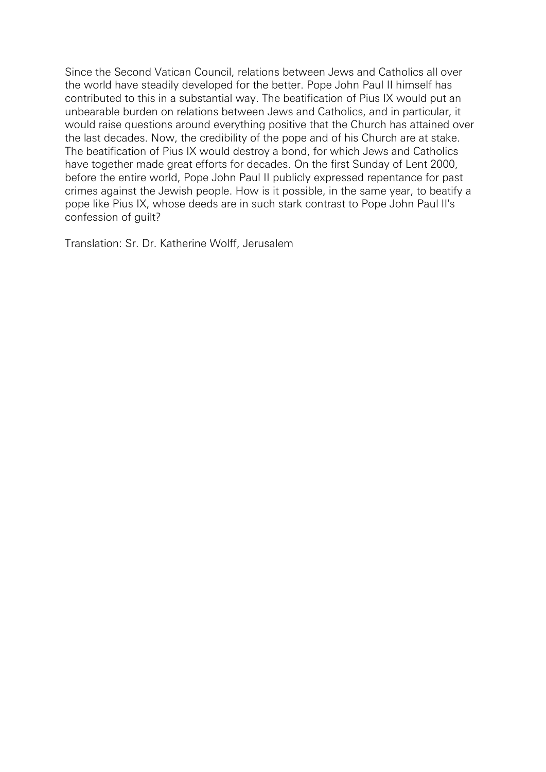Since the Second Vatican Council, relations between Jews and Catholics all over the world have steadily developed for the better. Pope John Paul II himself has contributed to this in a substantial way. The beatification of Pius IX would put an unbearable burden on relations between Jews and Catholics, and in particular, it would raise questions around everything positive that the Church has attained over the last decades. Now, the credibility of the pope and of his Church are at stake. The beatification of Pius IX would destroy a bond, for which Jews and Catholics have together made great efforts for decades. On the first Sunday of Lent 2000, before the entire world, Pope John Paul II publicly expressed repentance for past crimes against the Jewish people. How is it possible, in the same year, to beatify a pope like Pius IX, whose deeds are in such stark contrast to Pope John Paul II's confession of guilt?

Translation: Sr. Dr. Katherine Wolff, Jerusalem